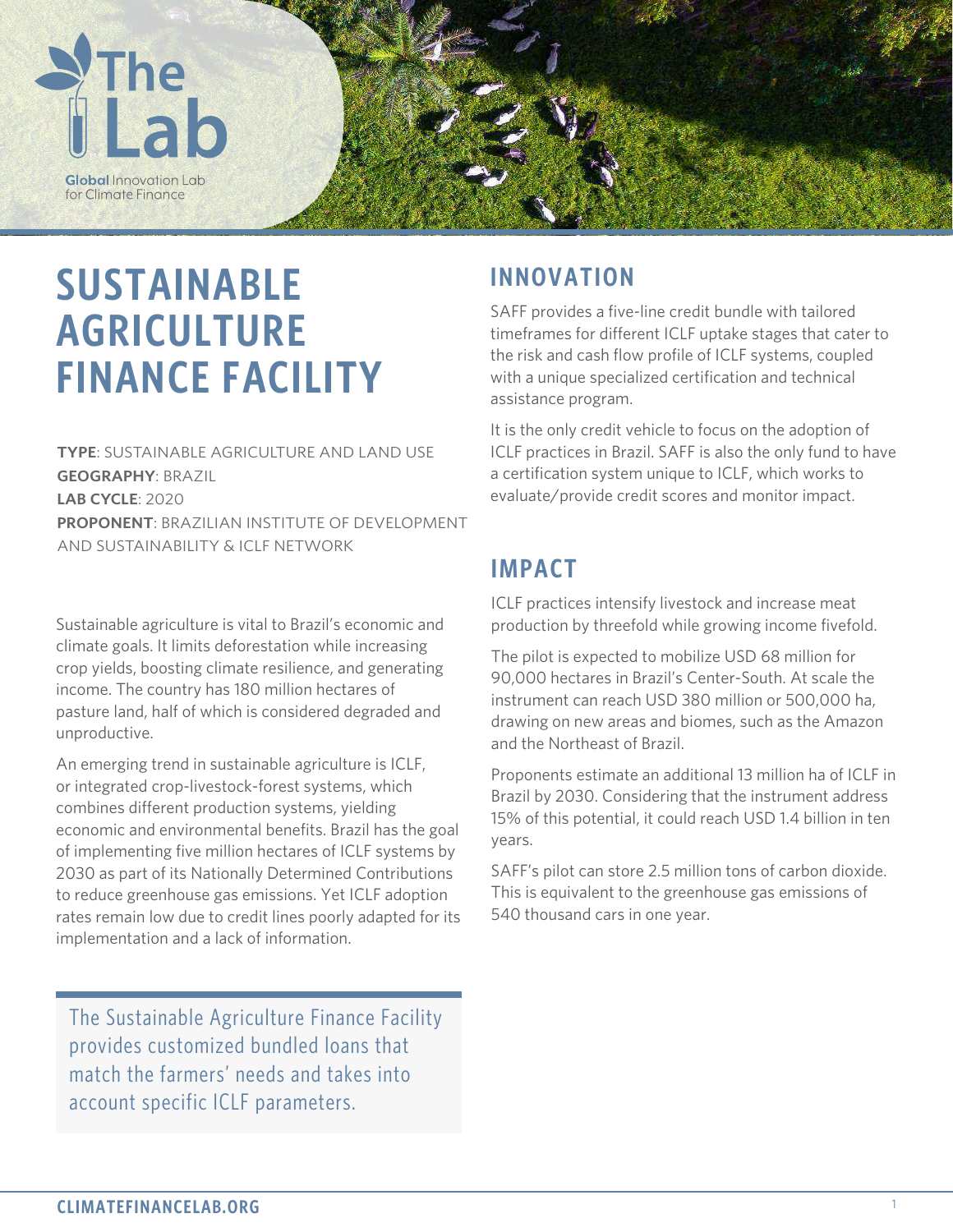# SUSTAINABLE AGRICULTURE FINANCE FACILITY

**TYPE**: SUSTAINABLE AGRICULTURE AND LAND USE
**GEOGRAPHY**: BRAZIL
**LAB CYCLE**: 2020
**PROPONENT**: BRAZILIAN INSTITUTE OF DEVELOPMENT AND SUSTAINABILITY & ICLF NETWORK

Sustainable agriculture is vital to Brazil's economic and climate goals. It limits deforestation while increasing crop yields, boosting climate resilience, and generating income. The country has 180 million hectares of pasture land, half of which is considered degraded and unproductive.

An emerging trend in sustainable agriculture is ICLF, or integrated crop-livestock-forest systems, which combines different production systems, yielding economic and environmental benefits. Brazil has the goal of implementing five million hectares of ICLF systems by 2030 as part of its Nationally Determined Contributions to reduce greenhouse gas emissions. Yet ICLF adoption rates remain low due to credit lines poorly adapted for its implementation and a lack of information.

> The Sustainable Agriculture Finance Facility provides customized bundled loans that match the farmers' needs and takes into account specific ICLF parameters.

## INNOVATION

SAFF provides a five-line credit bundle with tailored timeframes for different ICLF uptake stages that cater to the risk and cash flow profile of ICLF systems, coupled with a unique specialized certification and technical assistance program.

It is the only credit vehicle to focus on the adoption of ICLF practices in Brazil. SAFF is also the only fund to have a certification system unique to ICLF, which works to evaluate/provide credit scores and monitor impact.

## IMPACT

ICLF practices intensify livestock and increase meat production by threefold while growing income fivefold.

The pilot is expected to mobilize USD 68 million for 90,000 hectares in Brazil's Center-South. At scale the instrument can reach USD 380 million or 500,000 ha, drawing on new areas and biomes, such as the Amazon and the Northeast of Brazil.

Proponents estimate an additional 13 million ha of ICLF in Brazil by 2030. Considering that the instrument address 15% of this potential, it could reach USD 1.4 billion in ten years.

SAFF's pilot can store 2.5 million tons of carbon dioxide. This is equivalent to the greenhouse gas emissions of 540 thousand cars in one year.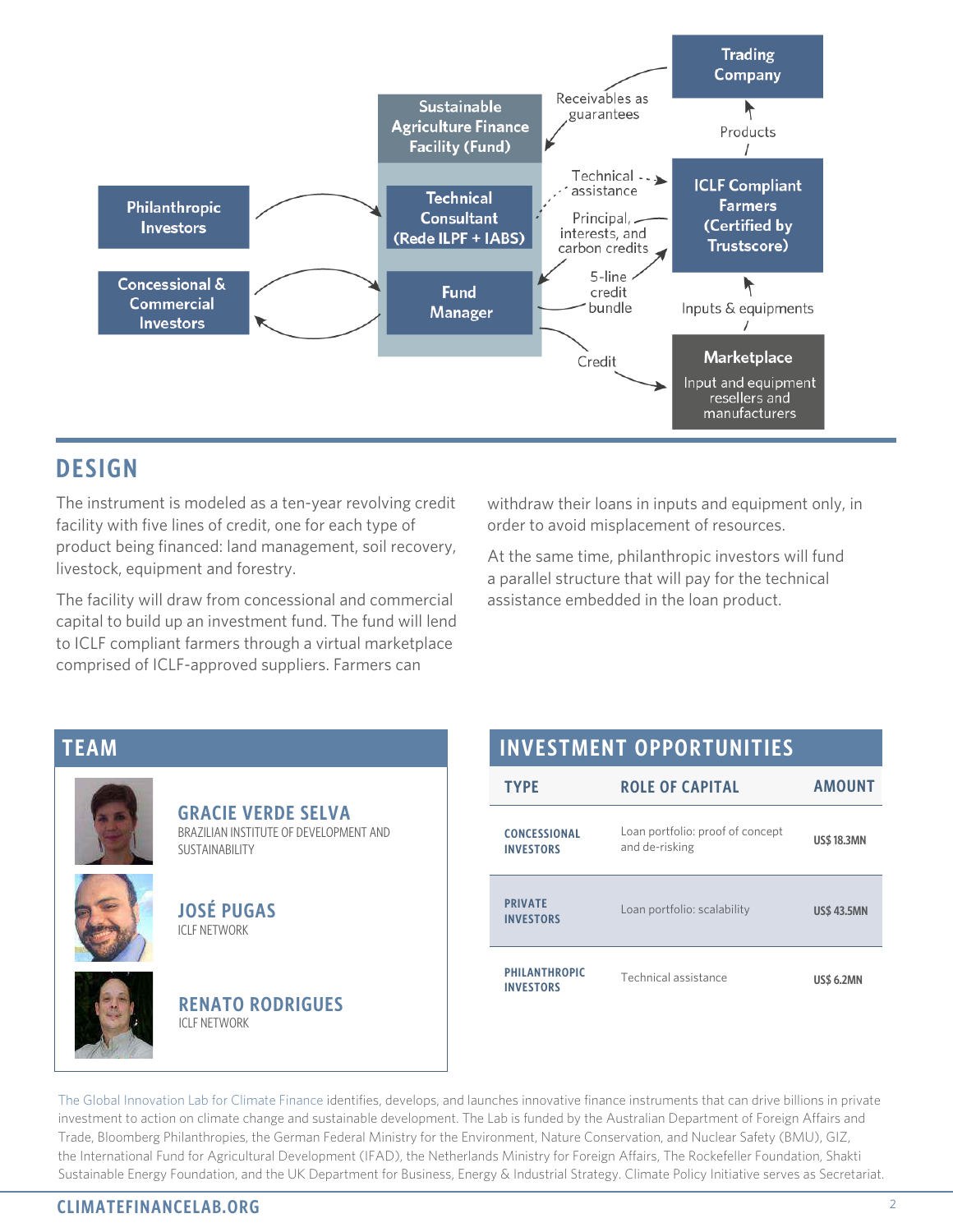Trading Company

Receivables as guarantees

Products

Sustainable Agriculture Finance Facility (Fund)

Technical assistance

ICLF Compliant Farmers (Certified by Trustscore)

Philanthropic Investors

Technical Consultant (Rede ILPF + IABS)

Principal, interests, and carbon credits

5-line credit bundle

Concessional & Commercial Investors

Fund Manager

Inputs & equipments

Credit

Marketplace

Input and equipment resellers and manufacturers

## DESIGN

The instrument is modeled as a ten-year revolving credit facility with five lines of credit, one for each type of product being financed: land management, soil recovery, livestock, equipment and forestry.

The facility will draw from concessional and commercial capital to build up an investment fund. The fund will lend to ICLF compliant farmers through a virtual marketplace comprised of ICLF-approved suppliers. Farmers can withdraw their loans in inputs and equipment only, in order to avoid misplacement of resources.

At the same time, philanthropic investors will fund a parallel structure that will pay for the technical assistance embedded in the loan product.

## TEAM

**GRACIE VERDE SELVA**
BRAZILIAN INSTITUTE OF DEVELOPMENT AND SUSTAINABILITY

**JOSÉ PUGAS**
ICLF NETWORK

**RENATO RODRIGUES**
ICLF NETWORK

## INVESTMENT OPPORTUNITIES

| TYPE | ROLE OF CAPITAL | AMOUNT |
|---|---|---|
| CONCESSIONAL INVESTORS | Loan portfolio: proof of concept and de-risking | US$ 18.3MN |
| PRIVATE INVESTORS | Loan portfolio: scalability | US$ 43.5MN |
| PHILANTHROPIC INVESTORS | Technical assistance | US$ 6.2MN |

The Global Innovation Lab for Climate Finance identifies, develops, and launches innovative finance instruments that can drive billions in private investment to action on climate change and sustainable development. The Lab is funded by the Australian Department of Foreign Affairs and Trade, Bloomberg Philanthropies, the German Federal Ministry for the Environment, Nature Conservation, and Nuclear Safety (BMU), GIZ, the International Fund for Agricultural Development (IFAD), the Netherlands Ministry for Foreign Affairs, The Rockefeller Foundation, Shakti Sustainable Energy Foundation, and the UK Department for Business, Energy & Industrial Strategy. Climate Policy Initiative serves as Secretariat.

CLIMATEFINANCELAB.ORG